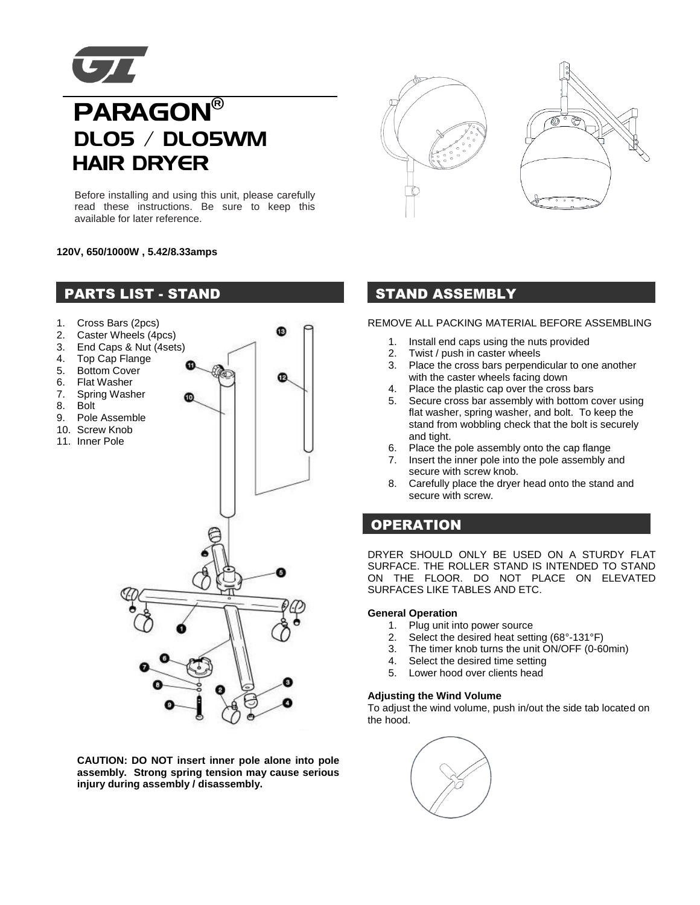# PARAGON®

## DL05 / DL05WM HAIR DRYER

Before installing and using this unit, please carefully read these instructions. Be sure to keep this available for later reference.

**120V, 650/1000W , 5.42/8.33amps**

## PARTS LIST - STAND

1. Cross Bars (2pcs)
2. Caster Wheels (4pcs)
3. End Caps & Nut (4sets)
4. Top Cap Flange
5. Bottom Cover
6. Flat Washer
7. Spring Washer
8. Bolt
9. Pole Assemble
10. Screw Knob
11. Inner Pole

**CAUTION: DO NOT insert inner pole alone into pole assembly. Strong spring tension may cause serious injury during assembly / disassembly.**

## STAND ASSEMBLY

REMOVE ALL PACKING MATERIAL BEFORE ASSEMBLING

1. Install end caps using the nuts provided
2. Twist / push in caster wheels
3. Place the cross bars perpendicular to one another with the caster wheels facing down
4. Place the plastic cap over the cross bars
5. Secure cross bar assembly with bottom cover using flat washer, spring washer, and bolt. To keep the stand from wobbling check that the bolt is securely and tight.
6. Place the pole assembly onto the cap flange
7. Insert the inner pole into the pole assembly and secure with screw knob.
8. Carefully place the dryer head onto the stand and secure with screw.

## OPERATION

DRYER SHOULD ONLY BE USED ON A STURDY FLAT SURFACE. THE ROLLER STAND IS INTENDED TO STAND ON THE FLOOR. DO NOT PLACE ON ELEVATED SURFACES LIKE TABLES AND ETC.

**General Operation**

1. Plug unit into power source
2. Select the desired heat setting (68°-131°F)
3. The timer knob turns the unit ON/OFF (0-60min)
4. Select the desired time setting
5. Lower hood over clients head

**Adjusting the Wind Volume**

To adjust the wind volume, push in/out the side tab located on the hood.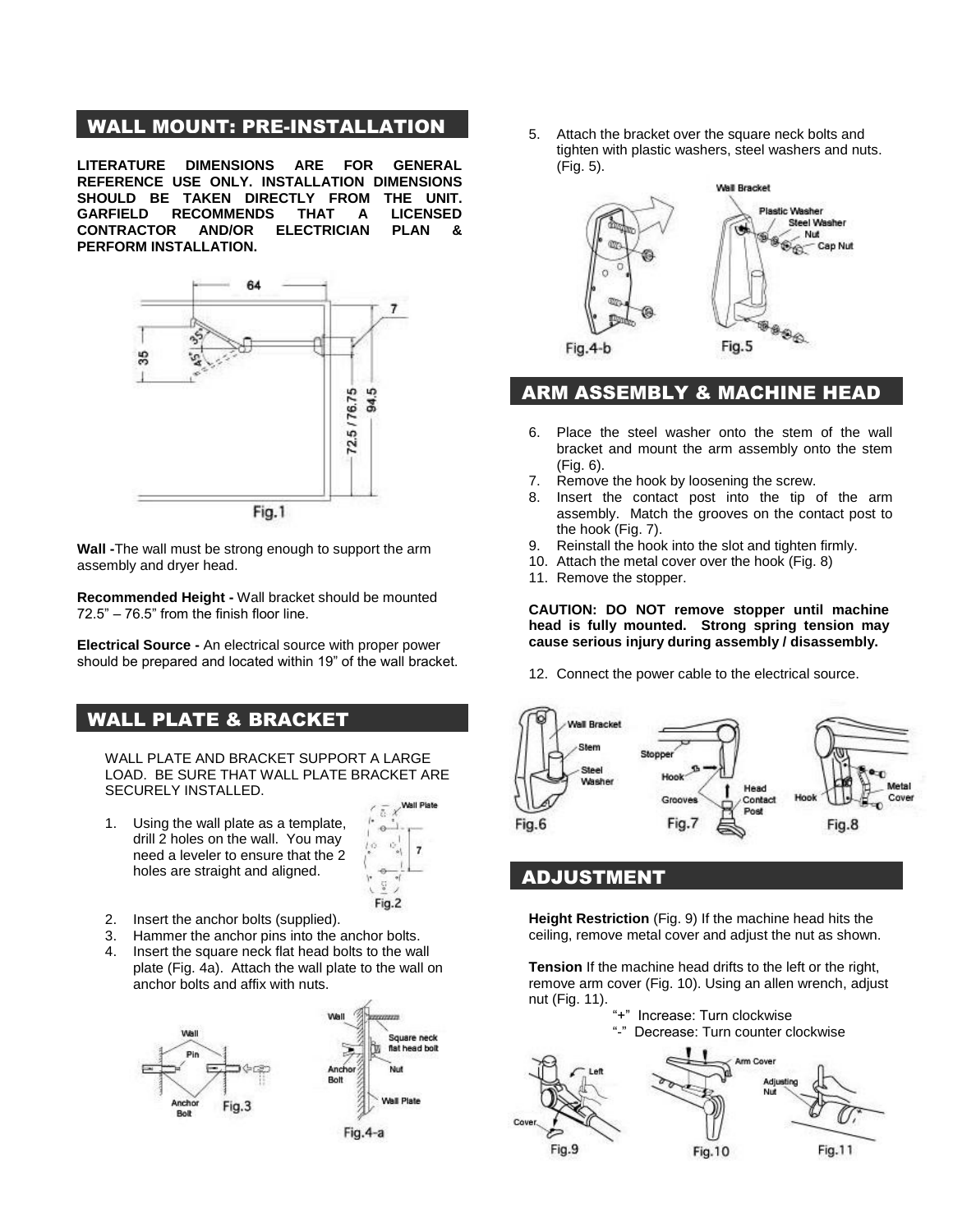## WALL MOUNT: PRE-INSTALLATION

**LITERATURE DIMENSIONS ARE FOR GENERAL REFERENCE USE ONLY. INSTALLATION DIMENSIONS SHOULD BE TAKEN DIRECTLY FROM THE UNIT. GARFIELD RECOMMENDS THAT A LICENSED CONTRACTOR AND/OR ELECTRICIAN PLAN & PERFORM INSTALLATION.**

64

35

35°

45°

7

72.5 / 76.75

94.5

Fig.1

**Wall -** The wall must be strong enough to support the arm assembly and dryer head.

**Recommended Height -** Wall bracket should be mounted 72.5" – 76.5" from the finish floor line.

**Electrical Source -** An electrical source with proper power should be prepared and located within 19" of the wall bracket.

## WALL PLATE & BRACKET

WALL PLATE AND BRACKET SUPPORT A LARGE LOAD. BE SURE THAT WALL PLATE BRACKET ARE SECURELY INSTALLED.

1. Using the wall plate as a template, drill 2 holes on the wall. You may need a leveler to ensure that the 2 holes are straight and aligned.

Wall Plate

7

Fig.2

2. Insert the anchor bolts (supplied).
3. Hammer the anchor pins into the anchor bolts.
4. Insert the square neck flat head bolts to the wall plate (Fig. 4a). Attach the wall plate to the wall on anchor bolts and affix with nuts.

Wall

Pin

Anchor Bolt

Fig.3

Wall

Square neck flat head bolt

Anchor Bolt

Nut

Wall Plate

Fig.4-a

5. Attach the bracket over the square neck bolts and tighten with plastic washers, steel washers and nuts. (Fig. 5).

Wall Bracket

Plastic Washer

Steel Washer

Nut

Cap Nut

Fig.4-b

Fig.5

## ARM ASSEMBLY & MACHINE HEAD

6. Place the steel washer onto the stem of the wall bracket and mount the arm assembly onto the stem (Fig. 6).
7. Remove the hook by loosening the screw.
8. Insert the contact post into the tip of the arm assembly. Match the grooves on the contact post to the hook (Fig. 7).
9. Reinstall the hook into the slot and tighten firmly.
10. Attach the metal cover over the hook (Fig. 8)
11. Remove the stopper.

**CAUTION: DO NOT remove stopper until machine head is fully mounted. Strong spring tension may cause serious injury during assembly / disassembly.**

12. Connect the power cable to the electrical source.

Wall Bracket

Stem

Steel Washer

Fig.6

Stopper

Hook

Grooves

Head Contact Post

Fig.7

Hook

Metal Cover

Fig.8

## ADJUSTMENT

**Height Restriction** (Fig. 9) If the machine head hits the ceiling, remove metal cover and adjust the nut as shown.

**Tension** If the machine head drifts to the left or the right, remove arm cover (Fig. 10). Using an allen wrench, adjust nut (Fig. 11).

"+" Increase: Turn clockwise
"-" Decrease: Turn counter clockwise

Left

Cover

Fig.9

Arm Cover

Fig.10

Adjusting Nut

Fig.11